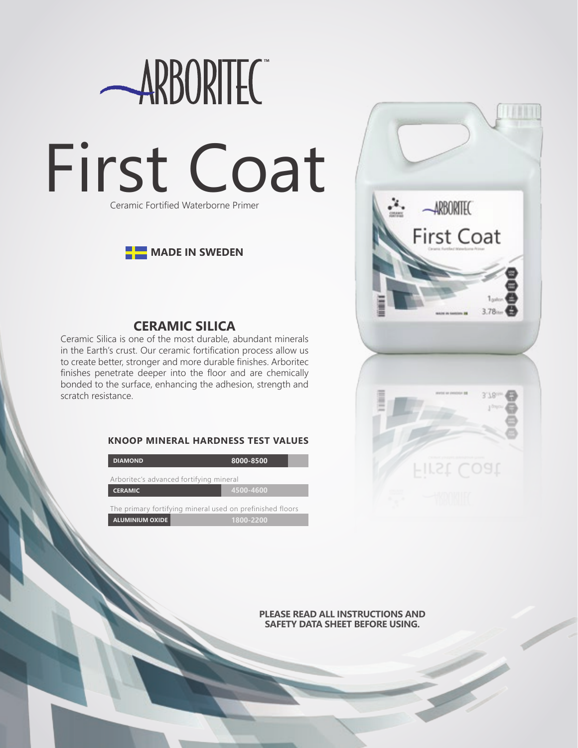# ARBORITEC™

# First Coat

Ceramic Fortified Waterborne Primer

**MADE IN SWEDEN**

## CERAMIC SILICA

Ceramic Silica is one of the most durable, abundant minerals in the Earth's crust. Our ceramic fortification process allow us to create better, stronger and more durable finishes. Arboritec finishes penetrate deeper into the floor and are chemically bonded to the surface, enhancing the adhesion, strength and scratch resistance.

### KNOOP MINERAL HARDNESS TEST VALUES

| Mineral | Value |
|---|---|
| DIAMOND | 8000-8500 |
| CERAMIC (Arboritec's advanced fortifying mineral) | 4500-4600 |
| ALUMINIUM OXIDE (The primary fortifying mineral used on prefinished floors) | 1800-2200 |

**PLEASE READ ALL INSTRUCTIONS AND SAFETY DATA SHEET BEFORE USING.**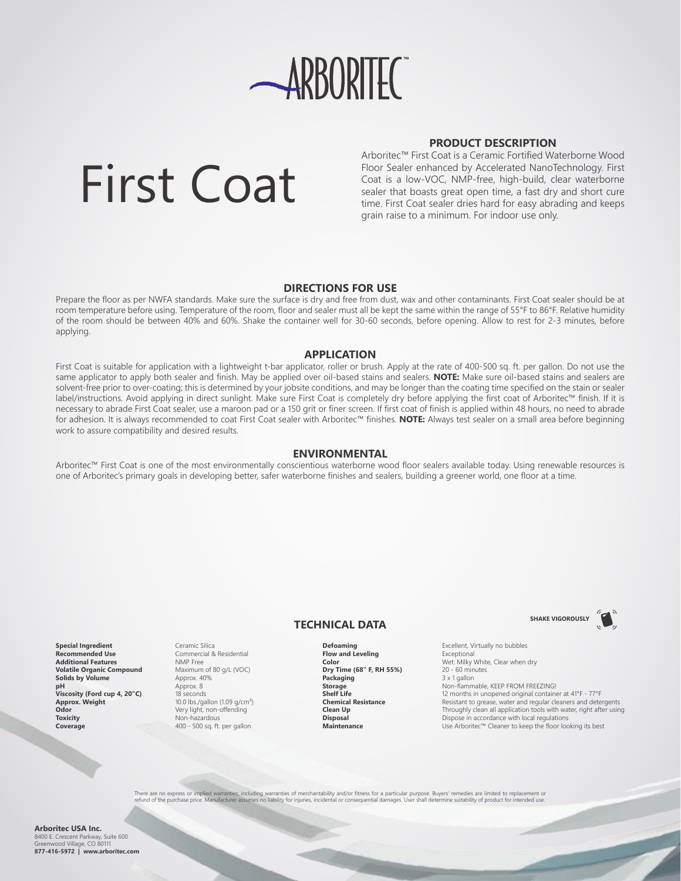# ARBORITEC™

# First Coat

## PRODUCT DESCRIPTION

Arboritec™ First Coat is a Ceramic Fortified Waterborne Wood Floor Sealer enhanced by Accelerated NanoTechnology. First Coat is a low-VOC, NMP-free, high-build, clear waterborne sealer that boasts great open time, a fast dry and short cure time. First Coat sealer dries hard for easy abrading and keeps grain raise to a minimum. For indoor use only.

## DIRECTIONS FOR USE

Prepare the floor as per NWFA standards. Make sure the surface is dry and free from dust, wax and other contaminants. First Coat sealer should be at room temperature before using. Temperature of the room, floor and sealer must all be kept the same within the range of 55°F to 86°F. Relative humidity of the room should be between 40% and 60%. Shake the container well for 30-60 seconds, before opening. Allow to rest for 2-3 minutes, before applying.

## APPLICATION

First Coat is suitable for application with a lightweight t-bar applicator, roller or brush. Apply at the rate of 400-500 sq. ft. per gallon. Do not use the same applicator to apply both sealer and finish. May be applied over oil-based stains and sealers. **NOTE:** Make sure oil-based stains and sealers are solvent-free prior to over-coating; this is determined by your jobsite conditions, and may be longer than the coating time specified on the stain or sealer label/instructions. Avoid applying in direct sunlight. Make sure First Coat is completely dry before applying the first coat of Arboritec™ finish. If it is necessary to abrade First Coat sealer, use a maroon pad or a 150 grit or finer screen. If first coat of finish is applied within 48 hours, no need to abrade for adhesion. It is always recommended to coat First Coat sealer with Arboritec™ finishes. **NOTE:** Always test sealer on a small area before beginning work to assure compatibility and desired results.

## ENVIRONMENTAL

Arboritec™ First Coat is one of the most environmentally conscientious waterborne wood floor sealers available today. Using renewable resources is one of Arboritec's primary goals in developing better, safer waterborne finishes and sealers, building a greener world, one floor at a time.

## TECHNICAL DATA

**SHAKE VIGOROUSLY**

| | | | |
|---|---|---|---|
| **Special Ingredient** | Ceramic Silica | **Defoaming** | Excellent, Virtually no bubbles |
| **Recommended Use** | Commercial & Residential | **Flow and Leveling** | Exceptional |
| **Additional Features** | NMP Free | **Color** | Wet: Milky White, Clear when dry |
| **Volatile Organic Compound** | Maximum of 80 g/L (VOC) | **Dry Time (68" F, RH 55%)** | 20 - 60 minutes |
| **Solids by Volume** | Approx. 40% | **Packaging** | 3 x 1 gallon |
| **pH** | Approx. 8 | **Storage** | Non-flammable, KEEP FROM FREEZING! |
| **Viscosity (Ford cup 4, 20"C)** | 18 seconds | **Shelf Life** | 12 months in unopened original container at 41°F - 77°F |
| **Approx. Weight** | 10.0 lbs./gallon (1.09 g/cm$^3$) | **Chemical Resistance** | Resistant to grease, water and regular cleaners and detergents |
| **Odor** | Very light, non-offending | **Clean Up** | Throughly clean all application tools with water, right after using |
| **Toxicity** | Non-hazardous | **Disposal** | Dispose in accordance with local regulations |
| **Coverage** | 400 - 500 sq. ft. per gallon | **Maintenance** | Use Arboritec™ Cleaner to keep the floor looking its best |

There are no express or implied warranties, including warranties of merchantability and/or fitness for a particular purpose. Buyers' remedies are limited to replacement or refund of the purchase price. Manufacturer assumes no liability for injuries, incidental or consequential damages. User shall determine suitability of product for intended use.

**Arboritec USA Inc.**
8400 E. Crescent Parkway, Suite 600
Greenwood Village, CO 80111
**877-416-5972 | www.arboritec.com**